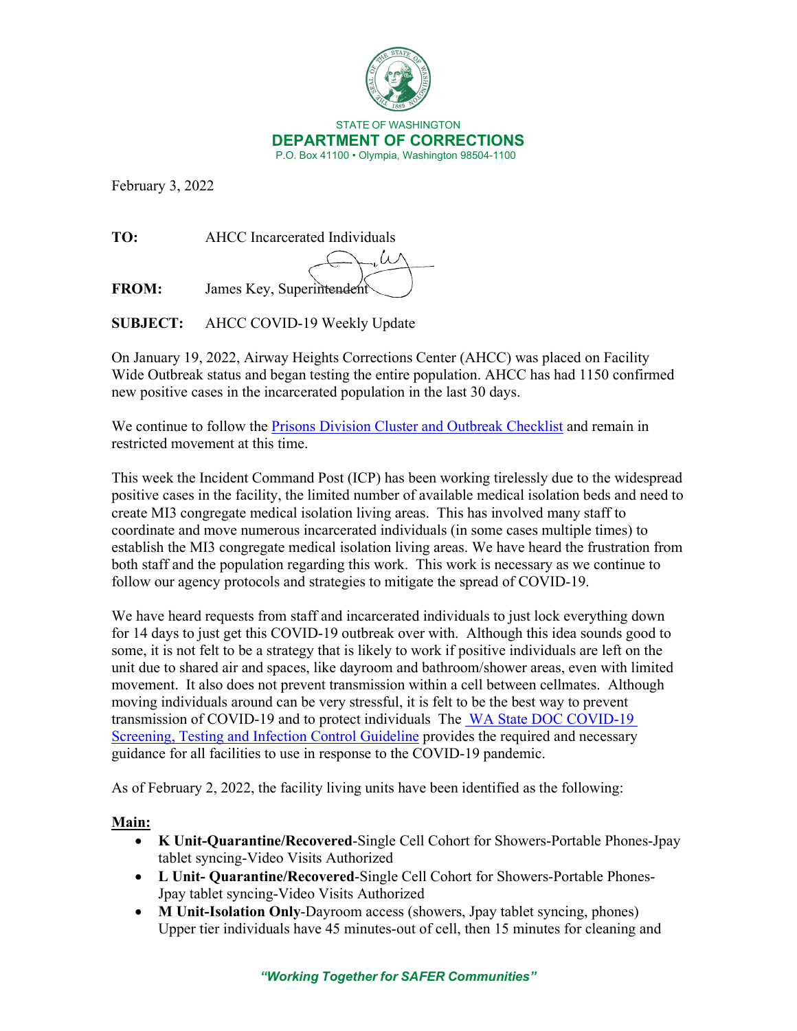STATE OF WASHINGTON
**DEPARTMENT OF CORRECTIONS**
P.O. Box 41100 • Olympia, Washington 98504-1100

February 3, 2022

**TO:** AHCC Incarcerated Individuals

**FROM:** James Key, Superintendent

**SUBJECT:** AHCC COVID-19 Weekly Update

On January 19, 2022, Airway Heights Corrections Center (AHCC) was placed on Facility Wide Outbreak status and began testing the entire population. AHCC has had 1150 confirmed new positive cases in the incarcerated population in the last 30 days.

We continue to follow the [Prisons Division Cluster and Outbreak Checklist]() and remain in restricted movement at this time.

This week the Incident Command Post (ICP) has been working tirelessly due to the widespread positive cases in the facility, the limited number of available medical isolation beds and need to create MI3 congregate medical isolation living areas. This has involved many staff to coordinate and move numerous incarcerated individuals (in some cases multiple times) to establish the MI3 congregate medical isolation living areas. We have heard the frustration from both staff and the population regarding this work. This work is necessary as we continue to follow our agency protocols and strategies to mitigate the spread of COVID-19.

We have heard requests from staff and incarcerated individuals to just lock everything down for 14 days to just get this COVID-19 outbreak over with. Although this idea sounds good to some, it is not felt to be a strategy that is likely to work if positive individuals are left on the unit due to shared air and spaces, like dayroom and bathroom/shower areas, even with limited movement. It also does not prevent transmission within a cell between cellmates. Although moving individuals around can be very stressful, it is felt to be the best way to prevent transmission of COVID-19 and to protect individuals The [WA State DOC COVID-19 Screening, Testing and Infection Control Guideline]() provides the required and necessary guidance for all facilities to use in response to the COVID-19 pandemic.

As of February 2, 2022, the facility living units have been identified as the following:

**Main:**

- **K Unit-Quarantine/Recovered**-Single Cell Cohort for Showers-Portable Phones-Jpay tablet syncing-Video Visits Authorized
- **L Unit- Quarantine/Recovered**-Single Cell Cohort for Showers-Portable Phones-Jpay tablet syncing-Video Visits Authorized
- **M Unit-Isolation Only**-Dayroom access (showers, Jpay tablet syncing, phones) Upper tier individuals have 45 minutes-out of cell, then 15 minutes for cleaning and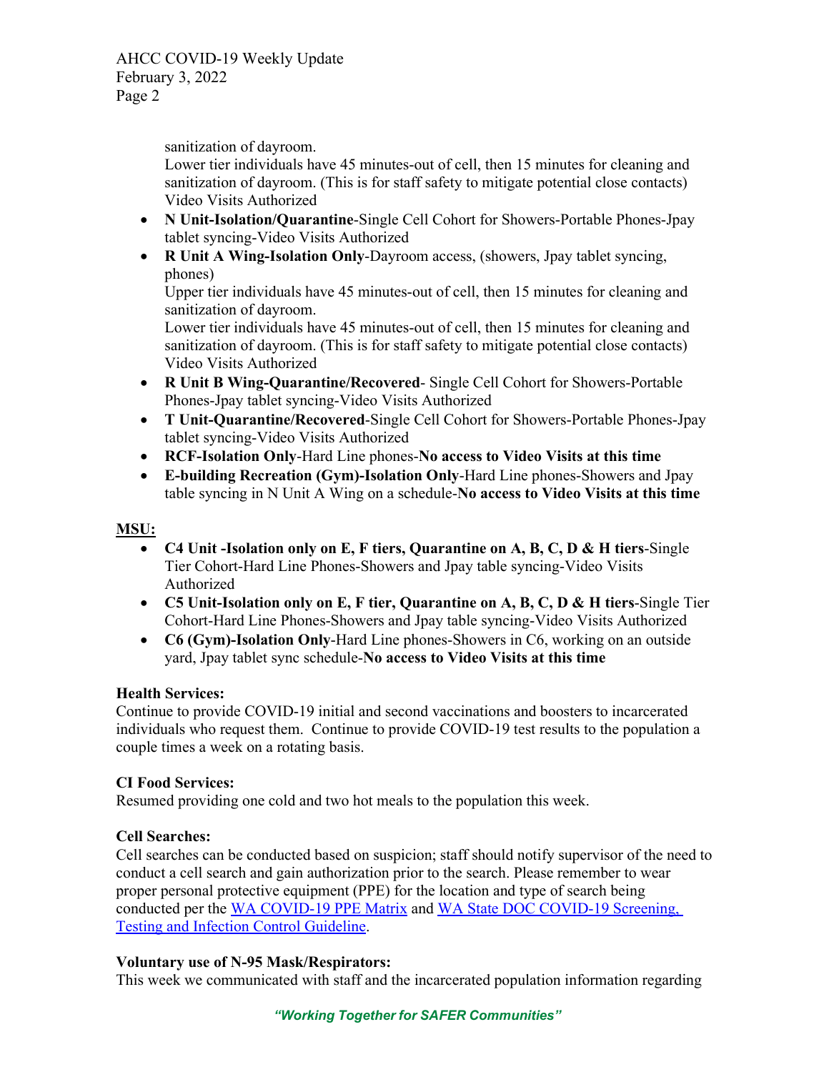sanitization of dayroom.
Lower tier individuals have 45 minutes-out of cell, then 15 minutes for cleaning and sanitization of dayroom. (This is for staff safety to mitigate potential close contacts) Video Visits Authorized

- **N Unit-Isolation/Quarantine**-Single Cell Cohort for Showers-Portable Phones-Jpay tablet syncing-Video Visits Authorized
- **R Unit A Wing-Isolation Only**-Dayroom access, (showers, Jpay tablet syncing, phones)
  Upper tier individuals have 45 minutes-out of cell, then 15 minutes for cleaning and sanitization of dayroom.
  Lower tier individuals have 45 minutes-out of cell, then 15 minutes for cleaning and sanitization of dayroom. (This is for staff safety to mitigate potential close contacts) Video Visits Authorized
- **R Unit B Wing-Quarantine/Recovered**- Single Cell Cohort for Showers-Portable Phones-Jpay tablet syncing-Video Visits Authorized
- **T Unit-Quarantine/Recovered**-Single Cell Cohort for Showers-Portable Phones-Jpay tablet syncing-Video Visits Authorized
- **RCF-Isolation Only**-Hard Line phones-**No access to Video Visits at this time**
- **E-building Recreation (Gym)-Isolation Only**-Hard Line phones-Showers and Jpay table syncing in N Unit A Wing on a schedule-**No access to Video Visits at this time**

**MSU:**

- **C4 Unit -Isolation only on E, F tiers, Quarantine on A, B, C, D & H tiers**-Single Tier Cohort-Hard Line Phones-Showers and Jpay table syncing-Video Visits Authorized
- **C5 Unit-Isolation only on E, F tier, Quarantine on A, B, C, D & H tiers**-Single Tier Cohort-Hard Line Phones-Showers and Jpay table syncing-Video Visits Authorized
- **C6 (Gym)-Isolation Only**-Hard Line phones-Showers in C6, working on an outside yard, Jpay tablet sync schedule-**No access to Video Visits at this time**

**Health Services:**
Continue to provide COVID-19 initial and second vaccinations and boosters to incarcerated individuals who request them. Continue to provide COVID-19 test results to the population a couple times a week on a rotating basis.

**CI Food Services:**
Resumed providing one cold and two hot meals to the population this week.

**Cell Searches:**
Cell searches can be conducted based on suspicion; staff should notify supervisor of the need to conduct a cell search and gain authorization prior to the search. Please remember to wear proper personal protective equipment (PPE) for the location and type of search being conducted per the WA COVID-19 PPE Matrix and WA State DOC COVID-19 Screening, Testing and Infection Control Guideline.

**Voluntary use of N-95 Mask/Respirators:**
This week we communicated with staff and the incarcerated population information regarding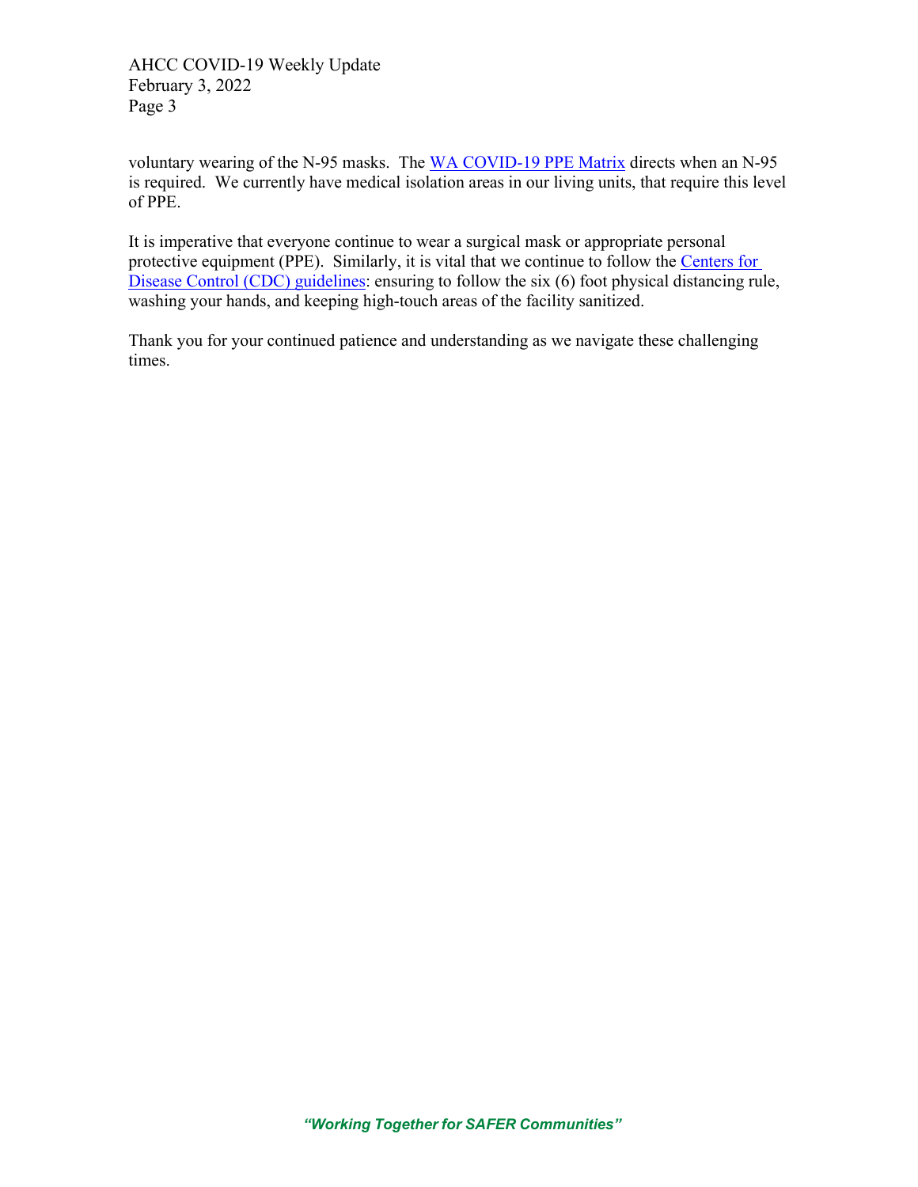voluntary wearing of the N-95 masks. The WA COVID-19 PPE Matrix directs when an N-95 is required. We currently have medical isolation areas in our living units, that require this level of PPE.

It is imperative that everyone continue to wear a surgical mask or appropriate personal protective equipment (PPE). Similarly, it is vital that we continue to follow the Centers for Disease Control (CDC) guidelines: ensuring to follow the six (6) foot physical distancing rule, washing your hands, and keeping high-touch areas of the facility sanitized.

Thank you for your continued patience and understanding as we navigate these challenging times.